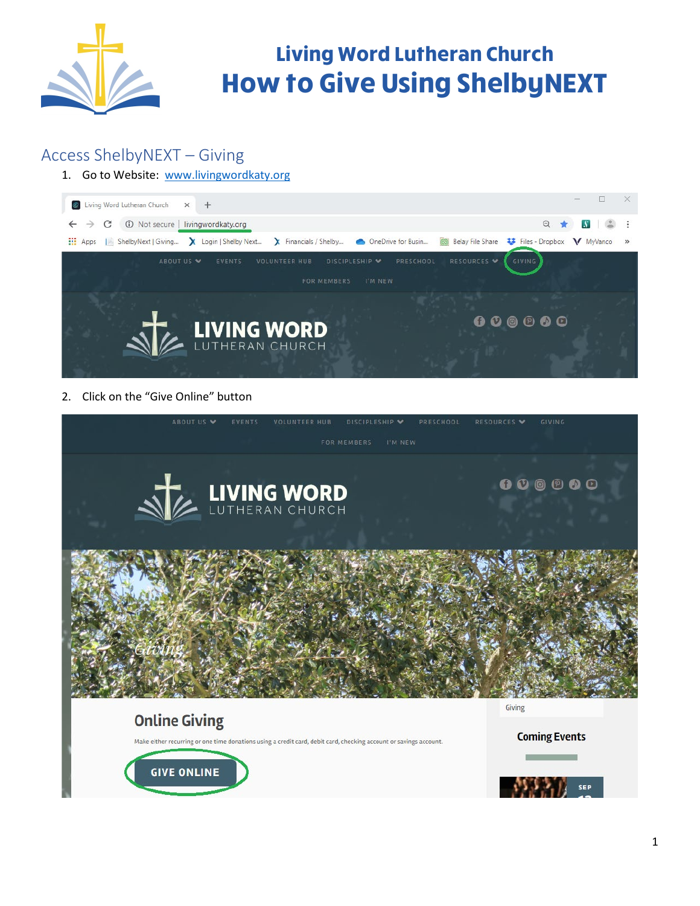# Living Word Lutheran Church

# How to Give Using ShelbyNEXT

## Access ShelbyNEXT – Giving

1. Go to Website: www.livingwordkaty.org
2. Click on the "Give Online" button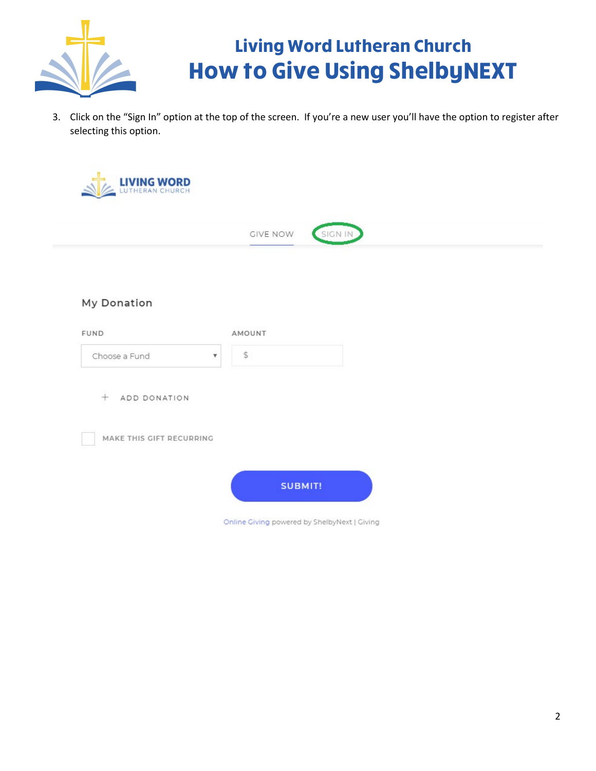# Living Word Lutheran Church

# How to Give Using ShelbyNEXT

3. Click on the "Sign In" option at the top of the screen. If you're a new user you'll have the option to register after selecting this option.

LIVING WORD
LUTHERAN CHURCH

GIVE NOW SIGN IN

My Donation

FUND AMOUNT

Choose a Fund $

\+ ADD DONATION

MAKE THIS GIFT RECURRING

SUBMIT!

Online Giving powered by ShelbyNext | Giving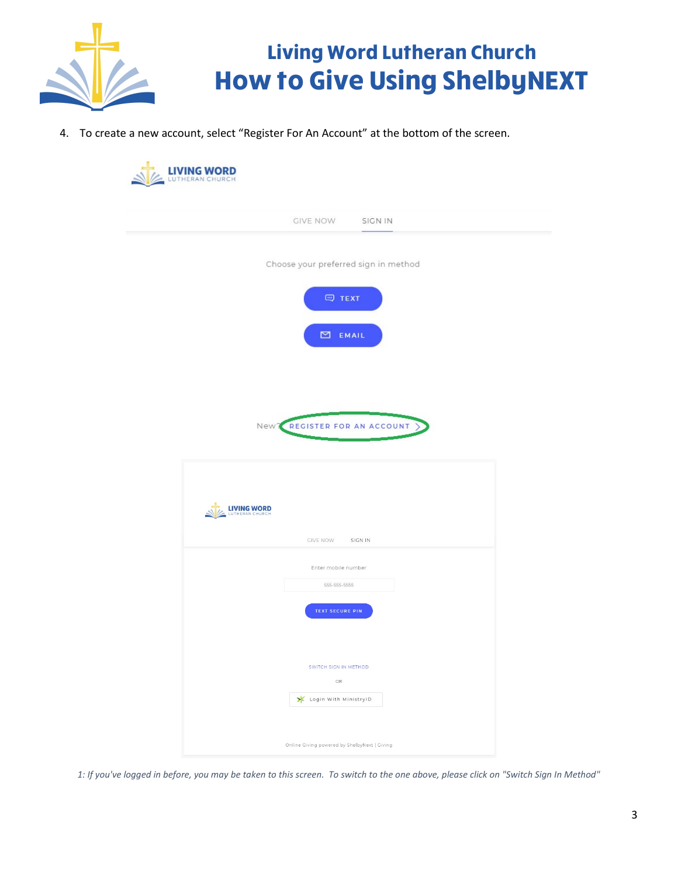# Living Word Lutheran Church

# How to Give Using ShelbyNEXT

4. To create a new account, select "Register For An Account" at the bottom of the screen.

*1: If you've logged in before, you may be taken to this screen. To switch to the one above, please click on "Switch Sign In Method"*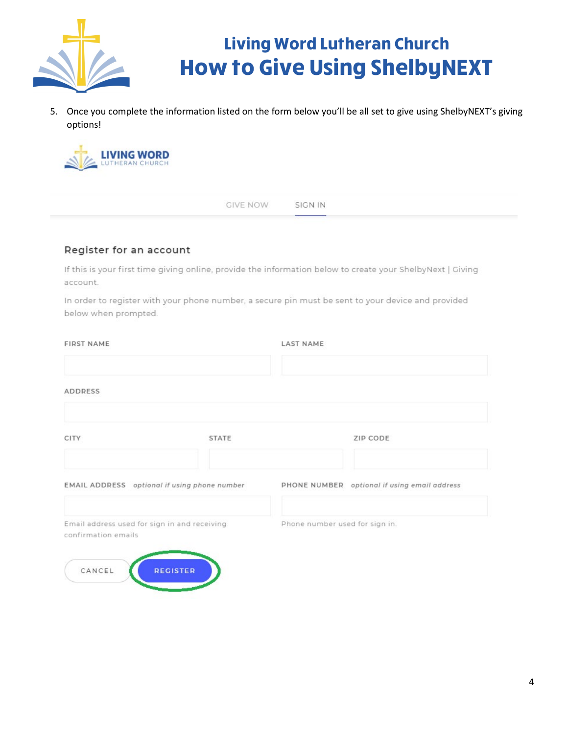# Living Word Lutheran Church

# How to Give Using ShelbyNEXT

5. Once you complete the information listed on the form below you'll be all set to give using ShelbyNEXT's giving options!

LIVING WORD
LUTHERAN CHURCH

GIVE NOW SIGN IN

## Register for an account

If this is your first time giving online, provide the information below to create your ShelbyNext | Giving account.

In order to register with your phone number, a secure pin must be sent to your device and provided below when prompted.

FIRST NAME

LAST NAME

ADDRESS

CITY

STATE

ZIP CODE

EMAIL ADDRESS *optional if using phone number*

Email address used for sign in and receiving confirmation emails

PHONE NUMBER *optional if using email address*

Phone number used for sign in.

CANCEL REGISTER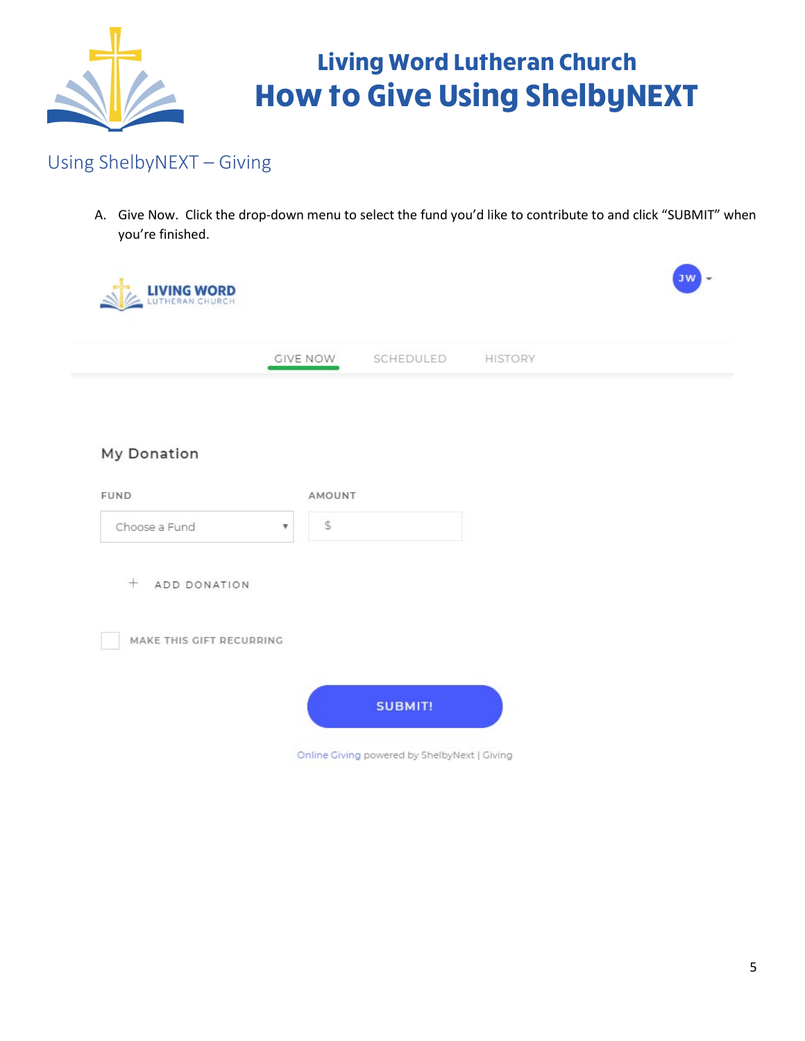# Living Word Lutheran Church
# How to Give Using ShelbyNEXT

## Using ShelbyNEXT – Giving

A. Give Now. Click the drop-down menu to select the fund you'd like to contribute to and click "SUBMIT" when you're finished.

LIVING WORD
LUTHERAN CHURCH

JW

GIVE NOW SCHEDULED HISTORY

My Donation

FUND

Choose a Fund

AMOUNT

$

+ ADD DONATION

MAKE THIS GIFT RECURRING

SUBMIT!

Online Giving powered by ShelbyNext | Giving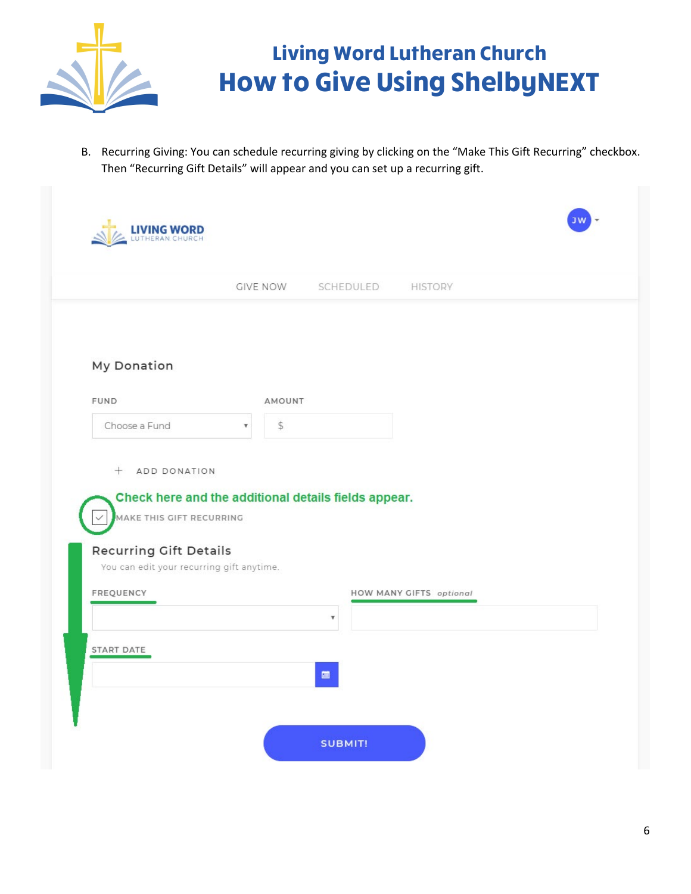# Living Word Lutheran Church

# How to Give Using ShelbyNEXT

B. Recurring Giving: You can schedule recurring giving by clicking on the "Make This Gift Recurring" checkbox. Then "Recurring Gift Details" will appear and you can set up a recurring gift.

LIVING WORD
LUTHERAN CHURCH

JW

GIVE NOW SCHEDULED HISTORY

My Donation

FUND

Choose a Fund

AMOUNT

$

+ ADD DONATION

Check here and the additional details fields appear.

MAKE THIS GIFT RECURRING

Recurring Gift Details

You can edit your recurring gift anytime.

FREQUENCY

HOW MANY GIFTS *optional*

START DATE

SUBMIT!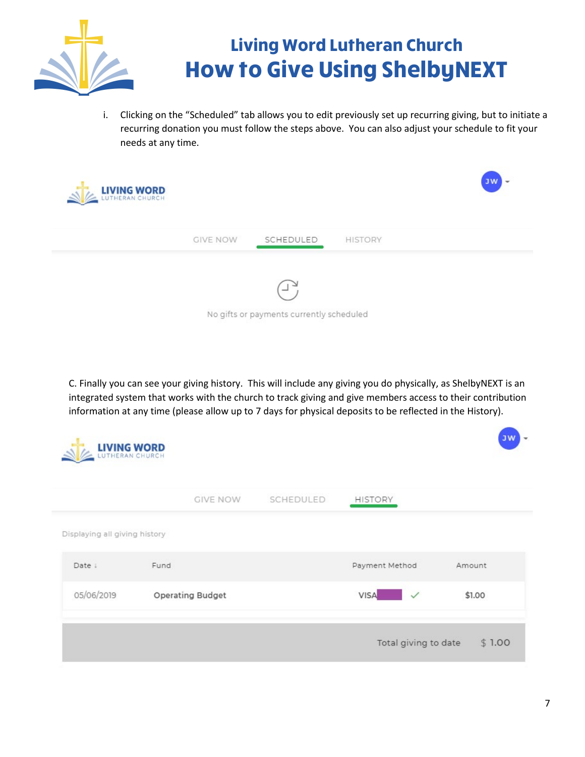# Living Word Lutheran Church

# How to Give Using ShelbyNEXT

i. Clicking on the "Scheduled" tab allows you to edit previously set up recurring giving, but to initiate a recurring donation you must follow the steps above. You can also adjust your schedule to fit your needs at any time.

LIVING WORD
LUTHERAN CHURCH

JW

GIVE NOW | SCHEDULED | HISTORY

No gifts or payments currently scheduled

C. Finally you can see your giving history. This will include any giving you do physically, as ShelbyNEXT is an integrated system that works with the church to track giving and give members access to their contribution information at any time (please allow up to 7 days for physical deposits to be reflected in the History).

LIVING WORD
LUTHERAN CHURCH

JW

GIVE NOW | SCHEDULED | HISTORY

Displaying all giving history

| Date ↓ | Fund | Payment Method | Amount |
|---|---|---|---|
| 05/06/2019 | Operating Budget | VISA ✓ | $1.00 |

Total giving to date $ 1.00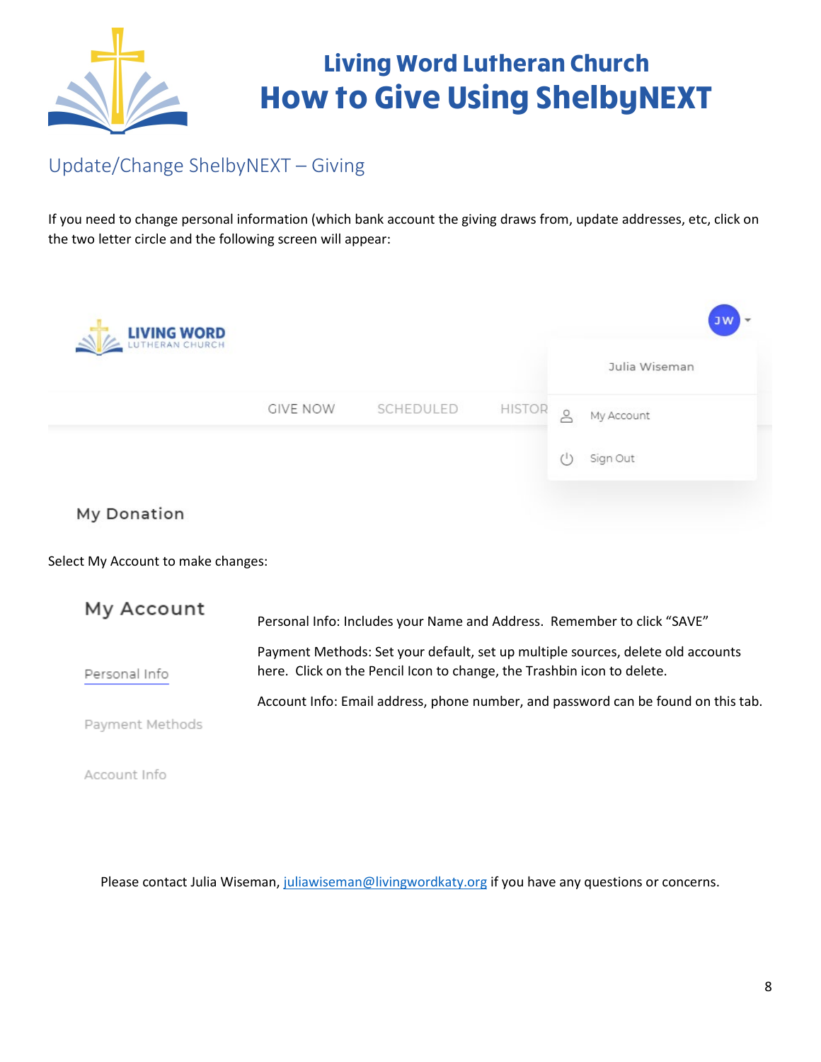# Living Word Lutheran Church
# How to Give Using ShelbyNEXT

## Update/Change ShelbyNEXT – Giving

If you need to change personal information (which bank account the giving draws from, update addresses, etc, click on the two letter circle and the following screen will appear:

LIVING WORD
LUTHERAN CHURCH

JW

Julia Wiseman

GIVE NOW SCHEDULED HISTOR

My Account

Sign Out

My Donation

Select My Account to make changes:

My Account

Personal Info

Payment Methods

Account Info

Personal Info: Includes your Name and Address. Remember to click "SAVE"

Payment Methods: Set your default, set up multiple sources, delete old accounts here. Click on the Pencil Icon to change, the Trashbin icon to delete.

Account Info: Email address, phone number, and password can be found on this tab.

Please contact Julia Wiseman, [juliawiseman@livingwordkaty.org](mailto:juliawiseman@livingwordkaty.org) if you have any questions or concerns.